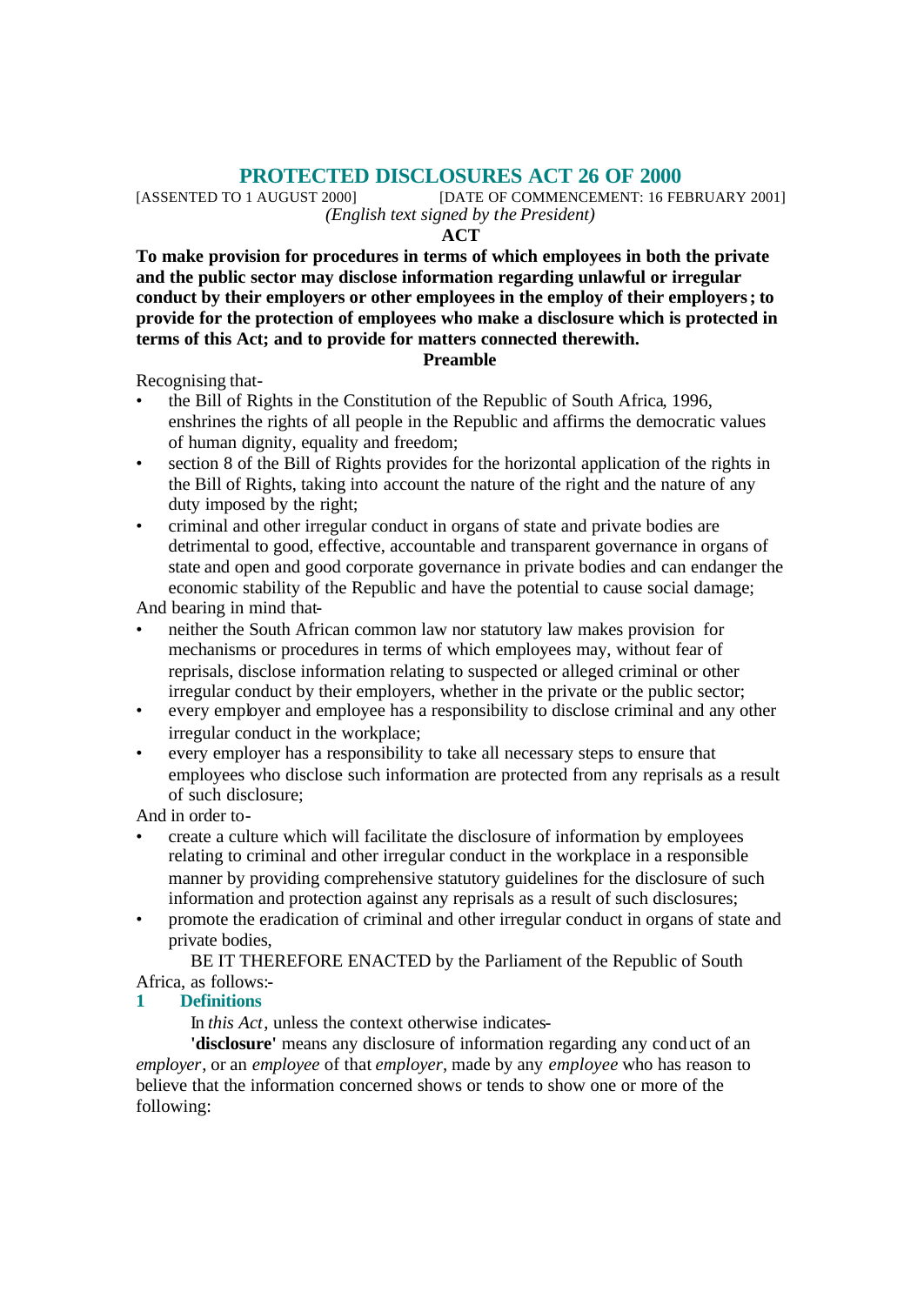# PROTECTED DISCLOSURES ACT 26 OF 2000

[ASSENTED TO 1 AUGUST 2000] [DATE OF COMMENCEMENT: 16 FEBRUARY 2001]

*(English text signed by the President)*

**ACT**

**To make provision for procedures in terms of which employees in both the private and the public sector may disclose information regarding unlawful or irregular conduct by their employers or other employees in the employ of their employers; to provide for the protection of employees who make a disclosure which is protected in terms of this Act; and to provide for matters connected therewith.**

**Preamble**

Recognising that-

- the Bill of Rights in the Constitution of the Republic of South Africa, 1996, enshrines the rights of all people in the Republic and affirms the democratic values of human dignity, equality and freedom;
- section 8 of the Bill of Rights provides for the horizontal application of the rights in the Bill of Rights, taking into account the nature of the right and the nature of any duty imposed by the right;
- criminal and other irregular conduct in organs of state and private bodies are detrimental to good, effective, accountable and transparent governance in organs of state and open and good corporate governance in private bodies and can endanger the economic stability of the Republic and have the potential to cause social damage;

And bearing in mind that-

- neither the South African common law nor statutory law makes provision for mechanisms or procedures in terms of which employees may, without fear of reprisals, disclose information relating to suspected or alleged criminal or other irregular conduct by their employers, whether in the private or the public sector;
- every employer and employee has a responsibility to disclose criminal and any other irregular conduct in the workplace;
- every employer has a responsibility to take all necessary steps to ensure that employees who disclose such information are protected from any reprisals as a result of such disclosure;

And in order to-

- create a culture which will facilitate the disclosure of information by employees relating to criminal and other irregular conduct in the workplace in a responsible manner by providing comprehensive statutory guidelines for the disclosure of such information and protection against any reprisals as a result of such disclosures;
- promote the eradication of criminal and other irregular conduct in organs of state and private bodies,

BE IT THEREFORE ENACTED by the Parliament of the Republic of South Africa, as follows:-

## 1 Definitions

In *this Act*, unless the context otherwise indicates-

**'disclosure'** means any disclosure of information regarding any conduct of an *employer*, or an *employee* of that *employer*, made by any *employee* who has reason to believe that the information concerned shows or tends to show one or more of the following: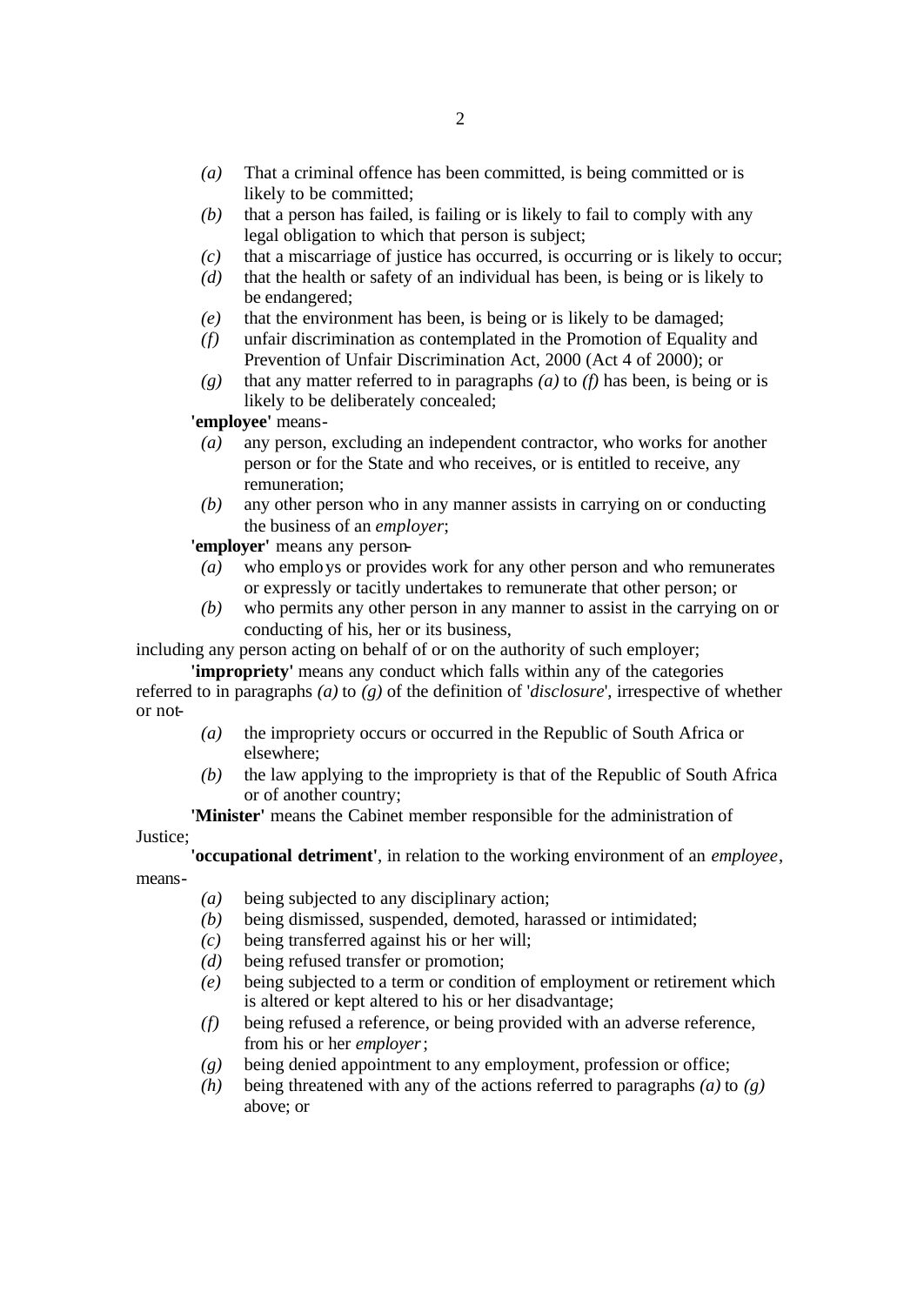- *(a)* That a criminal offence has been committed, is being committed or is likely to be committed;
- *(b)* that a person has failed, is failing or is likely to fail to comply with any legal obligation to which that person is subject;
- *(c)* that a miscarriage of justice has occurred, is occurring or is likely to occur;
- *(d)* that the health or safety of an individual has been, is being or is likely to be endangered;
- *(e)* that the environment has been, is being or is likely to be damaged;
- *(f)* unfair discrimination as contemplated in the Promotion of Equality and Prevention of Unfair Discrimination Act, 2000 (Act 4 of 2000); or
- *(g)* that any matter referred to in paragraphs *(a)* to *(f)* has been, is being or is likely to be deliberately concealed;

**'employee'** means-

- *(a)* any person, excluding an independent contractor, who works for another person or for the State and who receives, or is entitled to receive, any remuneration;
- *(b)* any other person who in any manner assists in carrying on or conducting the business of an *employer*;

**'employer'** means any person-

- *(a)* who employs or provides work for any other person and who remunerates or expressly or tacitly undertakes to remunerate that other person; or
- *(b)* who permits any other person in any manner to assist in the carrying on or conducting of his, her or its business,

including any person acting on behalf of or on the authority of such employer;

**'impropriety'** means any conduct which falls within any of the categories referred to in paragraphs *(a)* to *(g)* of the definition of '*disclosure*', irrespective of whether or not-

- *(a)* the impropriety occurs or occurred in the Republic of South Africa or elsewhere;
- *(b)* the law applying to the impropriety is that of the Republic of South Africa or of another country;

**'Minister'** means the Cabinet member responsible for the administration of Justice;

**'occupational detriment'**, in relation to the working environment of an *employee*, means-

- *(a)* being subjected to any disciplinary action;
- *(b)* being dismissed, suspended, demoted, harassed or intimidated;
- *(c)* being transferred against his or her will;
- *(d)* being refused transfer or promotion;
- *(e)* being subjected to a term or condition of employment or retirement which is altered or kept altered to his or her disadvantage;
- *(f)* being refused a reference, or being provided with an adverse reference, from his or her *employer*;
- *(g)* being denied appointment to any employment, profession or office;
- *(h)* being threatened with any of the actions referred to paragraphs *(a)* to *(g)* above; or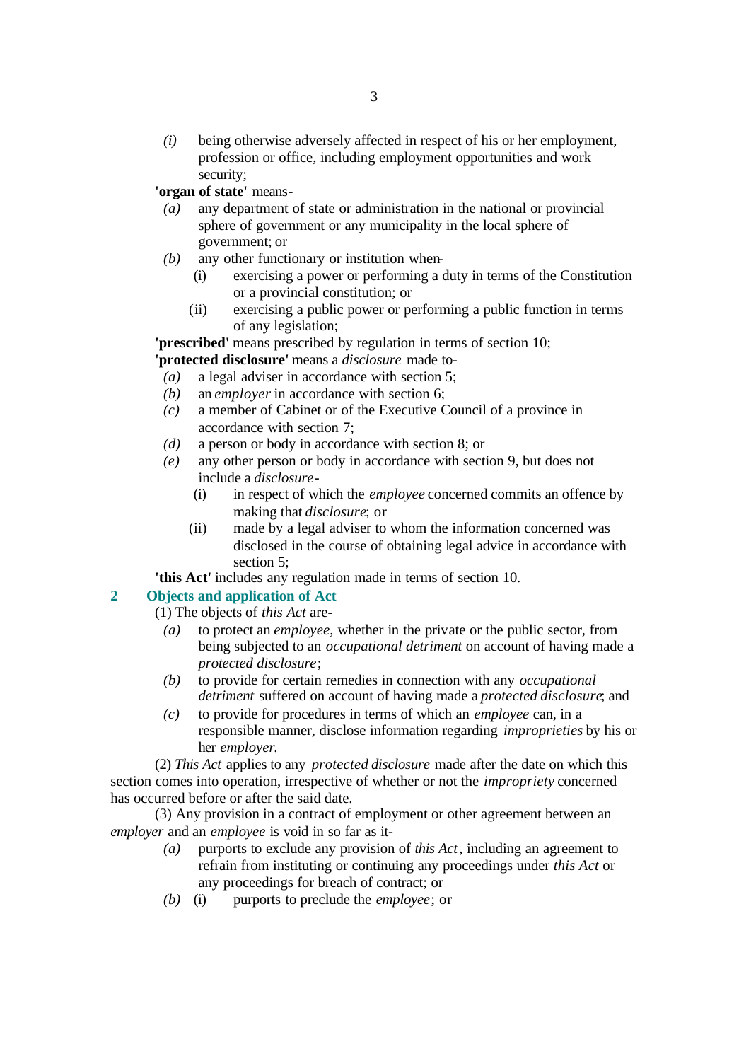*(i)* being otherwise adversely affected in respect of his or her employment, profession or office, including employment opportunities and work security;

**'organ of state'** means-

*(a)* any department of state or administration in the national or provincial sphere of government or any municipality in the local sphere of government; or

*(b)* any other functionary or institution when-

(i) exercising a power or performing a duty in terms of the Constitution or a provincial constitution; or

(ii) exercising a public power or performing a public function in terms of any legislation;

**'prescribed'** means prescribed by regulation in terms of section 10;

**'protected disclosure'** means a *disclosure* made to-

*(a)* a legal adviser in accordance with section 5;

*(b)* an *employer* in accordance with section 6;

*(c)* a member of Cabinet or of the Executive Council of a province in accordance with section 7;

*(d)* a person or body in accordance with section 8; or

*(e)* any other person or body in accordance with section 9, but does not include a *disclosure*-

(i) in respect of which the *employee* concerned commits an offence by making that *disclosure*; or

(ii) made by a legal adviser to whom the information concerned was disclosed in the course of obtaining legal advice in accordance with section 5;

**'this Act'** includes any regulation made in terms of section 10.

## 2 Objects and application of Act

(1) The objects of *this Act* are-

*(a)* to protect an *employee*, whether in the private or the public sector, from being subjected to an *occupational detriment* on account of having made a *protected disclosure*;

*(b)* to provide for certain remedies in connection with any *occupational detriment* suffered on account of having made a *protected disclosure*; and

*(c)* to provide for procedures in terms of which an *employee* can, in a responsible manner, disclose information regarding *improprieties* by his or her *employer*.

(2) *This Act* applies to any *protected disclosure* made after the date on which this section comes into operation, irrespective of whether or not the *impropriety* concerned has occurred before or after the said date.

(3) Any provision in a contract of employment or other agreement between an *employer* and an *employee* is void in so far as it-

*(a)* purports to exclude any provision of *this Act*, including an agreement to refrain from instituting or continuing any proceedings under *this Act* or any proceedings for breach of contract; or

*(b)* (i) purports to preclude the *employee*; or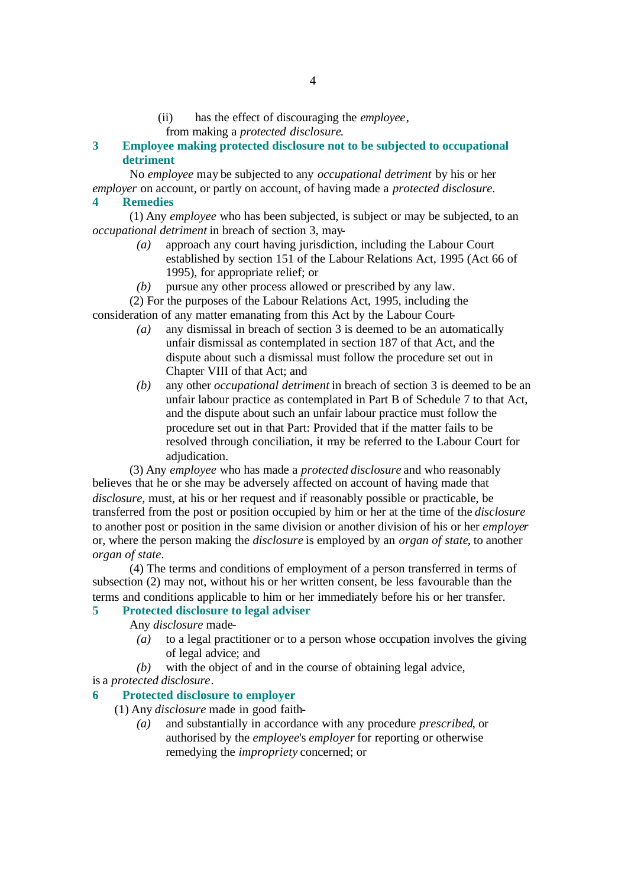(ii) has the effect of discouraging the *employee*,

from making a *protected disclosure*.

### 3 Employee making protected disclosure not to be subjected to occupational detriment

No *employee* may be subjected to any *occupational detriment* by his or her *employer* on account, or partly on account, of having made a *protected disclosure*.

### 4 Remedies

(1) Any *employee* who has been subjected, is subject or may be subjected, to an *occupational detriment* in breach of section 3, may-

*(a)* approach any court having jurisdiction, including the Labour Court established by section 151 of the Labour Relations Act, 1995 (Act 66 of 1995), for appropriate relief; or

*(b)* pursue any other process allowed or prescribed by any law.

(2) For the purposes of the Labour Relations Act, 1995, including the consideration of any matter emanating from this Act by the Labour Court-

*(a)* any dismissal in breach of section 3 is deemed to be an automatically unfair dismissal as contemplated in section 187 of that Act, and the dispute about such a dismissal must follow the procedure set out in Chapter VIII of that Act; and

*(b)* any other *occupational detriment* in breach of section 3 is deemed to be an unfair labour practice as contemplated in Part B of Schedule 7 to that Act, and the dispute about such an unfair labour practice must follow the procedure set out in that Part: Provided that if the matter fails to be resolved through conciliation, it may be referred to the Labour Court for adjudication.

(3) Any *employee* who has made a *protected disclosure* and who reasonably believes that he or she may be adversely affected on account of having made that *disclosure*, must, at his or her request and if reasonably possible or practicable, be transferred from the post or position occupied by him or her at the time of the *disclosure* to another post or position in the same division or another division of his or her *employer* or, where the person making the *disclosure* is employed by an *organ of state*, to another *organ of state*.

(4) The terms and conditions of employment of a person transferred in terms of subsection (2) may not, without his or her written consent, be less favourable than the terms and conditions applicable to him or her immediately before his or her transfer.

### 5 Protected disclosure to legal adviser

Any *disclosure* made-

*(a)* to a legal practitioner or to a person whose occupation involves the giving of legal advice; and

*(b)* with the object of and in the course of obtaining legal advice,

is a *protected disclosure*.

### 6 Protected disclosure to employer

(1) Any *disclosure* made in good faith-

*(a)* and substantially in accordance with any procedure *prescribed*, or authorised by the *employee*'s *employer* for reporting or otherwise remedying the *impropriety* concerned; or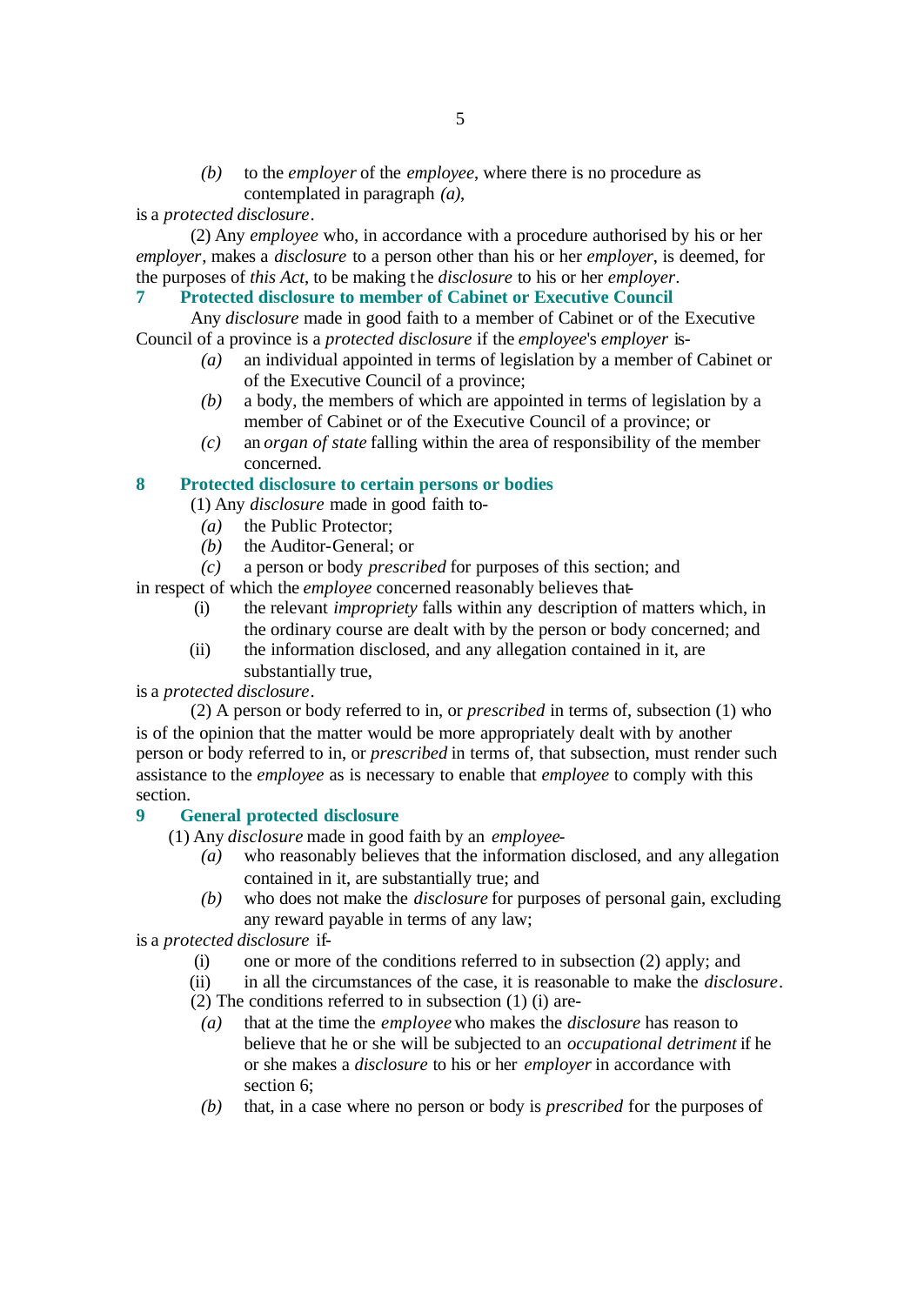*(b)* to the *employer* of the *employee*, where there is no procedure as contemplated in paragraph *(a)*,

is a *protected disclosure*.

(2) Any *employee* who, in accordance with a procedure authorised by his or her *employer*, makes a *disclosure* to a person other than his or her *employer*, is deemed, for the purposes of *this Act*, to be making the *disclosure* to his or her *employer*.

## 7 Protected disclosure to member of Cabinet or Executive Council

Any *disclosure* made in good faith to a member of Cabinet or of the Executive Council of a province is a *protected disclosure* if the *employee*'s *employer* is-

*(a)* an individual appointed in terms of legislation by a member of Cabinet or of the Executive Council of a province;

*(b)* a body, the members of which are appointed in terms of legislation by a member of Cabinet or of the Executive Council of a province; or

*(c)* an *organ of state* falling within the area of responsibility of the member concerned.

## 8 Protected disclosure to certain persons or bodies

(1) Any *disclosure* made in good faith to-

*(a)* the Public Protector;

*(b)* the Auditor-General; or

*(c)* a person or body *prescribed* for purposes of this section; and

in respect of which the *employee* concerned reasonably believes that-

(i) the relevant *impropriety* falls within any description of matters which, in the ordinary course are dealt with by the person or body concerned; and

(ii) the information disclosed, and any allegation contained in it, are substantially true,

is a *protected disclosure*.

(2) A person or body referred to in, or *prescribed* in terms of, subsection (1) who is of the opinion that the matter would be more appropriately dealt with by another person or body referred to in, or *prescribed* in terms of, that subsection, must render such assistance to the *employee* as is necessary to enable that *employee* to comply with this section.

## 9 General protected disclosure

(1) Any *disclosure* made in good faith by an *employee*-

*(a)* who reasonably believes that the information disclosed, and any allegation contained in it, are substantially true; and

*(b)* who does not make the *disclosure* for purposes of personal gain, excluding any reward payable in terms of any law;

is a *protected disclosure* if-

(i) one or more of the conditions referred to in subsection (2) apply; and

(ii) in all the circumstances of the case, it is reasonable to make the *disclosure*.

(2) The conditions referred to in subsection (1) (i) are-

*(a)* that at the time the *employee* who makes the *disclosure* has reason to believe that he or she will be subjected to an *occupational detriment* if he or she makes a *disclosure* to his or her *employer* in accordance with section 6;

*(b)* that, in a case where no person or body is *prescribed* for the purposes of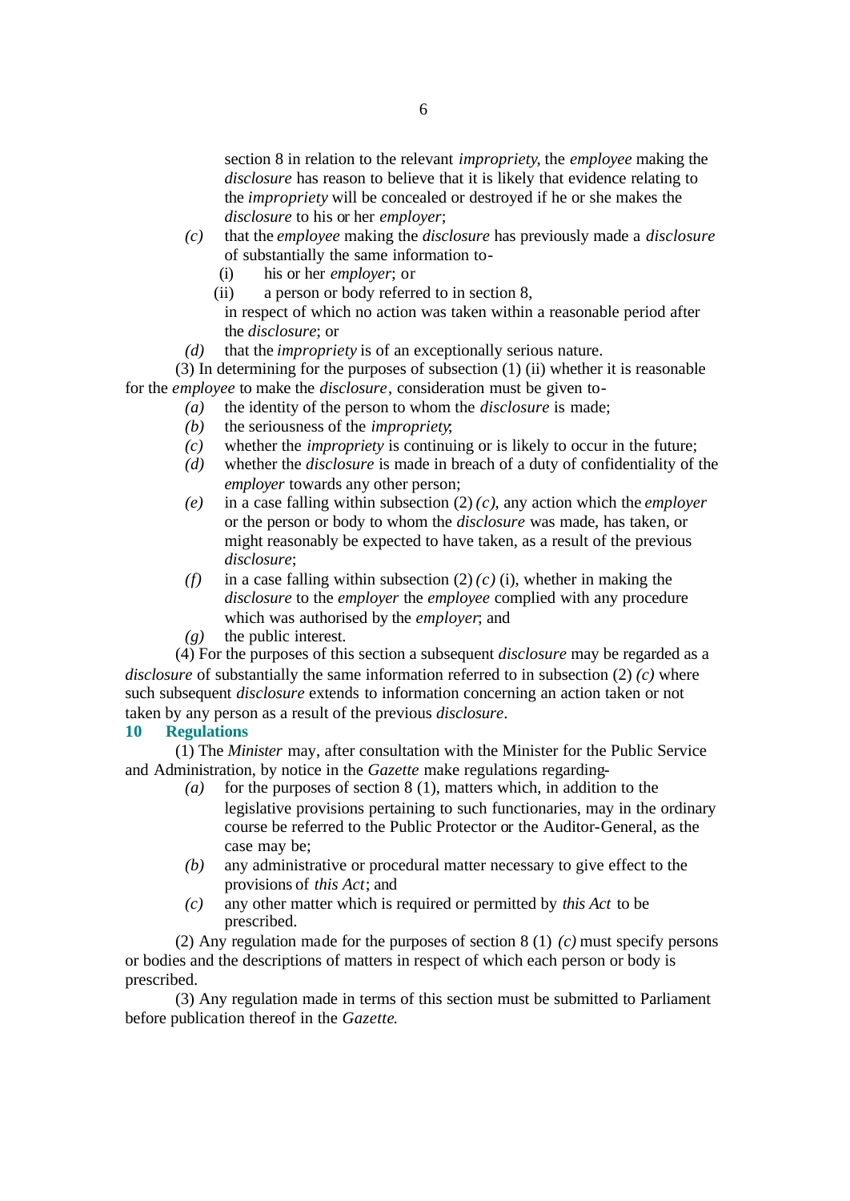section 8 in relation to the relevant *impropriety*, the *employee* making the *disclosure* has reason to believe that it is likely that evidence relating to the *impropriety* will be concealed or destroyed if he or she makes the *disclosure* to his or her *employer*;

*(c)* that the *employee* making the *disclosure* has previously made a *disclosure* of substantially the same information to-

(i) his or her *employer*; or

(ii) a person or body referred to in section 8,

in respect of which no action was taken within a reasonable period after the *disclosure*; or

*(d)* that the *impropriety* is of an exceptionally serious nature.

(3) In determining for the purposes of subsection (1) (ii) whether it is reasonable for the *employee* to make the *disclosure*, consideration must be given to-

*(a)* the identity of the person to whom the *disclosure* is made;

*(b)* the seriousness of the *impropriety*;

*(c)* whether the *impropriety* is continuing or is likely to occur in the future;

*(d)* whether the *disclosure* is made in breach of a duty of confidentiality of the *employer* towards any other person;

*(e)* in a case falling within subsection (2) *(c)*, any action which the *employer* or the person or body to whom the *disclosure* was made, has taken, or might reasonably be expected to have taken, as a result of the previous *disclosure*;

*(f)* in a case falling within subsection (2) *(c)* (i), whether in making the *disclosure* to the *employer* the *employee* complied with any procedure which was authorised by the *employer*; and

*(g)* the public interest.

(4) For the purposes of this section a subsequent *disclosure* may be regarded as a *disclosure* of substantially the same information referred to in subsection (2) *(c)* where such subsequent *disclosure* extends to information concerning an action taken or not taken by any person as a result of the previous *disclosure*.

### 10 Regulations

(1) The *Minister* may, after consultation with the Minister for the Public Service and Administration, by notice in the *Gazette* make regulations regarding-

*(a)* for the purposes of section 8 (1), matters which, in addition to the legislative provisions pertaining to such functionaries, may in the ordinary course be referred to the Public Protector or the Auditor-General, as the case may be;

*(b)* any administrative or procedural matter necessary to give effect to the provisions of *this Act*; and

*(c)* any other matter which is required or permitted by *this Act* to be prescribed.

(2) Any regulation made for the purposes of section 8 (1) *(c)* must specify persons or bodies and the descriptions of matters in respect of which each person or body is prescribed.

(3) Any regulation made in terms of this section must be submitted to Parliament before publication thereof in the *Gazette*.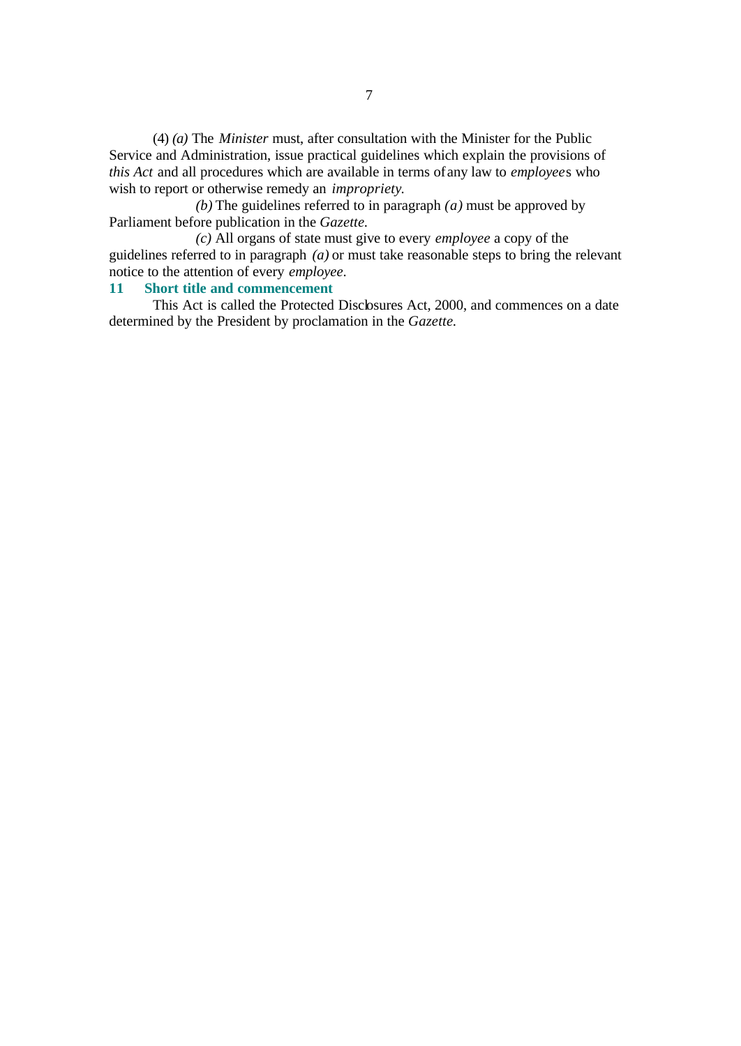(4) *(a)* The *Minister* must, after consultation with the Minister for the Public Service and Administration, issue practical guidelines which explain the provisions of *this Act* and all procedures which are available in terms of any law to *employees* who wish to report or otherwise remedy an *impropriety.*

*(b)* The guidelines referred to in paragraph *(a)* must be approved by Parliament before publication in the *Gazette.*

*(c)* All organs of state must give to every *employee* a copy of the guidelines referred to in paragraph *(a)* or must take reasonable steps to bring the relevant notice to the attention of every *employee.*

### 11 Short title and commencement

This Act is called the Protected Disclosures Act, 2000, and commences on a date determined by the President by proclamation in the *Gazette.*